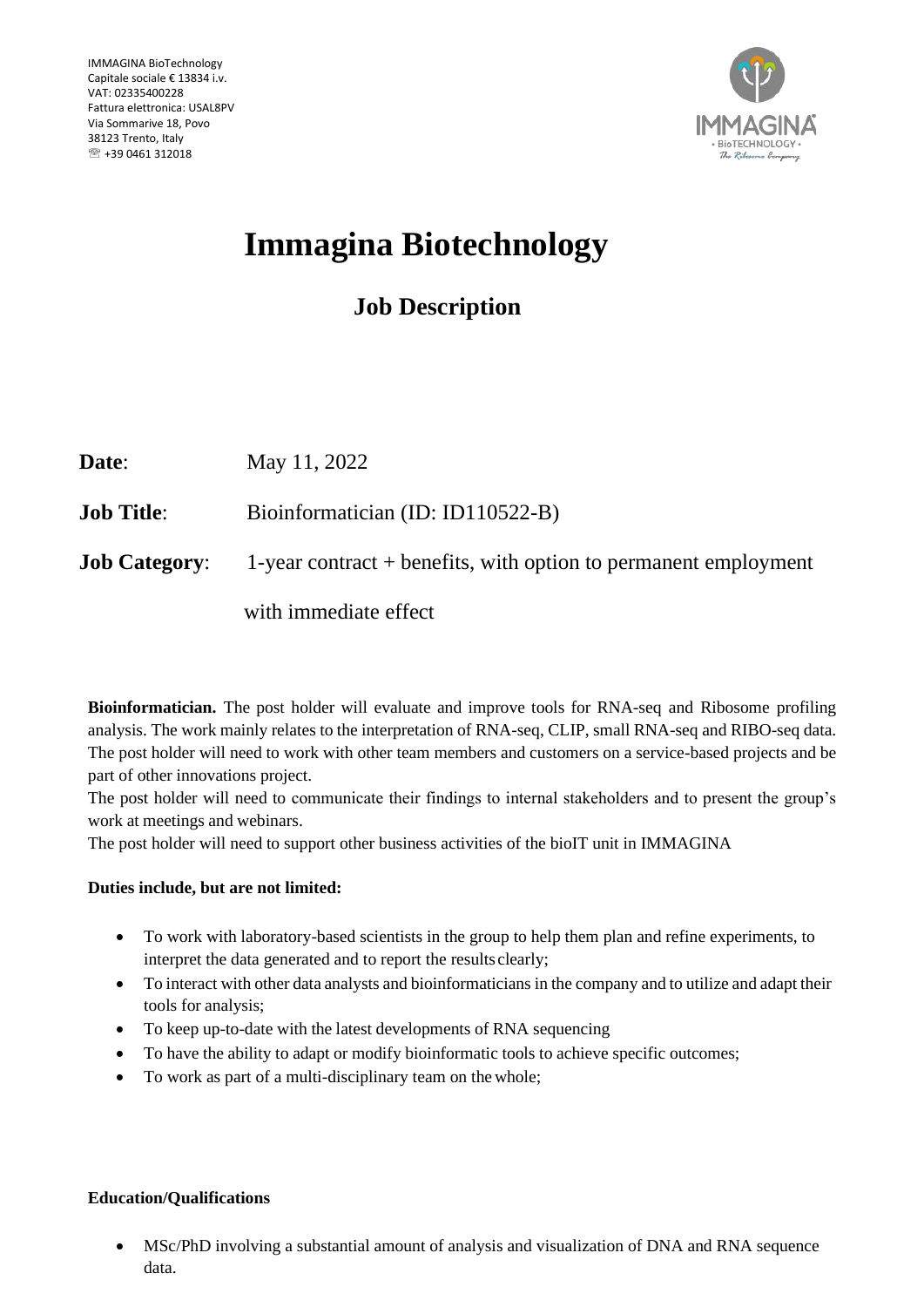IMMAGINA BioTechnology
Capitale sociale € 13834 i.v.
VAT: 02335400228
Fattura elettronica: USAL8PV
Via Sommarive 18, Povo
38123 Trento, Italy
☏ +39 0461 312018

# Immagina Biotechnology

## Job Description

**Date**: May 11, 2022

**Job Title**: Bioinformatician (ID: ID110522-B)

**Job Category**: 1-year contract + benefits, with option to permanent employment with immediate effect

**Bioinformatician.** The post holder will evaluate and improve tools for RNA-seq and Ribosome profiling analysis. The work mainly relates to the interpretation of RNA-seq, CLIP, small RNA-seq and RIBO-seq data. The post holder will need to work with other team members and customers on a service-based projects and be part of other innovations project.

The post holder will need to communicate their findings to internal stakeholders and to present the group's work at meetings and webinars.

The post holder will need to support other business activities of the bioIT unit in IMMAGINA

**Duties include, but are not limited:**

- To work with laboratory-based scientists in the group to help them plan and refine experiments, to interpret the data generated and to report the results clearly;
- To interact with other data analysts and bioinformaticians in the company and to utilize and adapt their tools for analysis;
- To keep up-to-date with the latest developments of RNA sequencing
- To have the ability to adapt or modify bioinformatic tools to achieve specific outcomes;
- To work as part of a multi-disciplinary team on the whole;

**Education/Qualifications**

- MSc/PhD involving a substantial amount of analysis and visualization of DNA and RNA sequence data.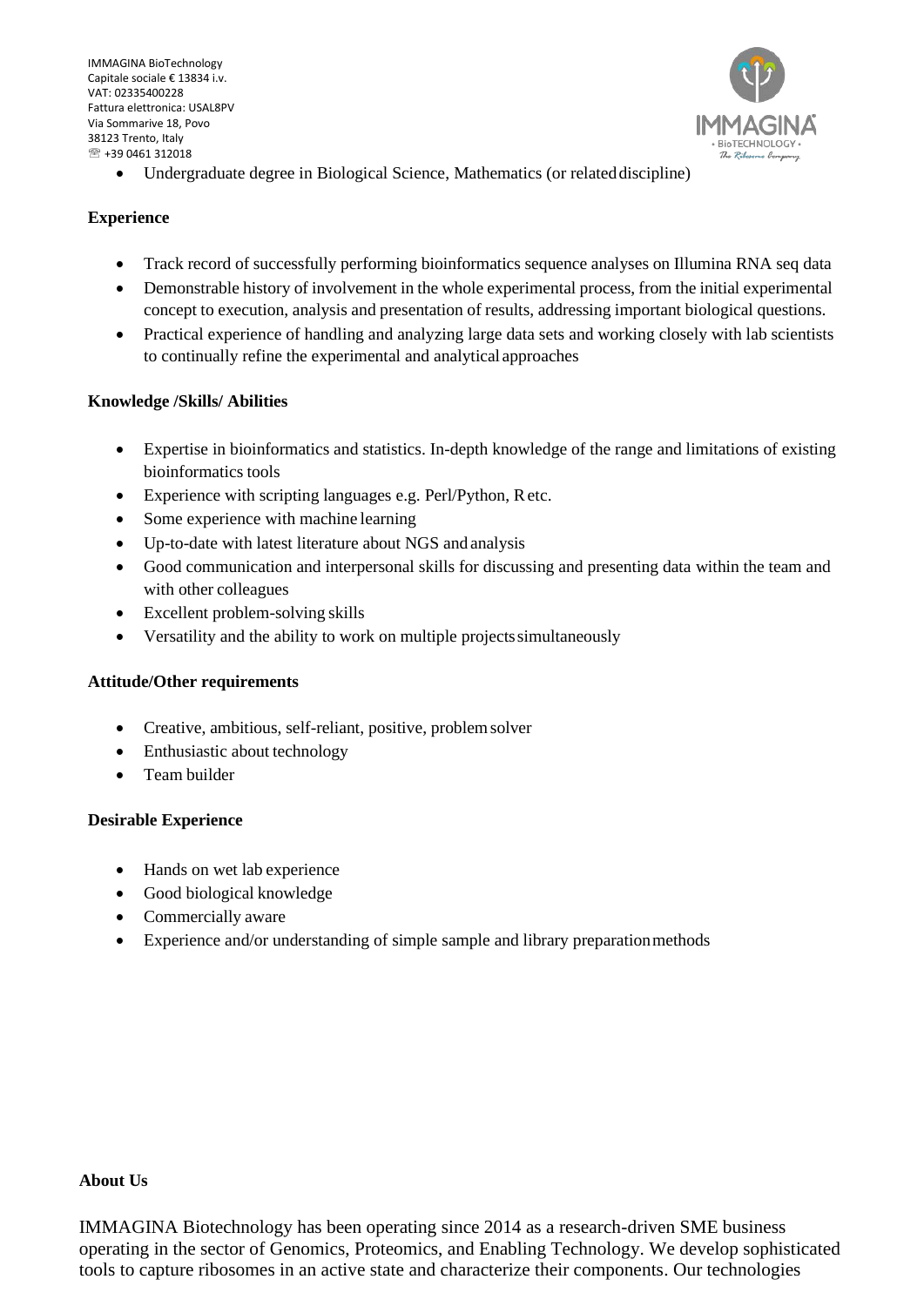- Undergraduate degree in Biological Science, Mathematics (or related discipline)

**Experience**

- Track record of successfully performing bioinformatics sequence analyses on Illumina RNA seq data
- Demonstrable history of involvement in the whole experimental process, from the initial experimental concept to execution, analysis and presentation of results, addressing important biological questions.
- Practical experience of handling and analyzing large data sets and working closely with lab scientists to continually refine the experimental and analytical approaches

**Knowledge /Skills/ Abilities**

- Expertise in bioinformatics and statistics. In-depth knowledge of the range and limitations of existing bioinformatics tools
- Experience with scripting languages e.g. Perl/Python, R etc.
- Some experience with machine learning
- Up-to-date with latest literature about NGS and analysis
- Good communication and interpersonal skills for discussing and presenting data within the team and with other colleagues
- Excellent problem-solving skills
- Versatility and the ability to work on multiple projects simultaneously

**Attitude/Other requirements**

- Creative, ambitious, self-reliant, positive, problem solver
- Enthusiastic about technology
- Team builder

**Desirable Experience**

- Hands on wet lab experience
- Good biological knowledge
- Commercially aware
- Experience and/or understanding of simple sample and library preparation methods

**About Us**

IMMAGINA Biotechnology has been operating since 2014 as a research-driven SME business operating in the sector of Genomics, Proteomics, and Enabling Technology. We develop sophisticated tools to capture ribosomes in an active state and characterize their components. Our technologies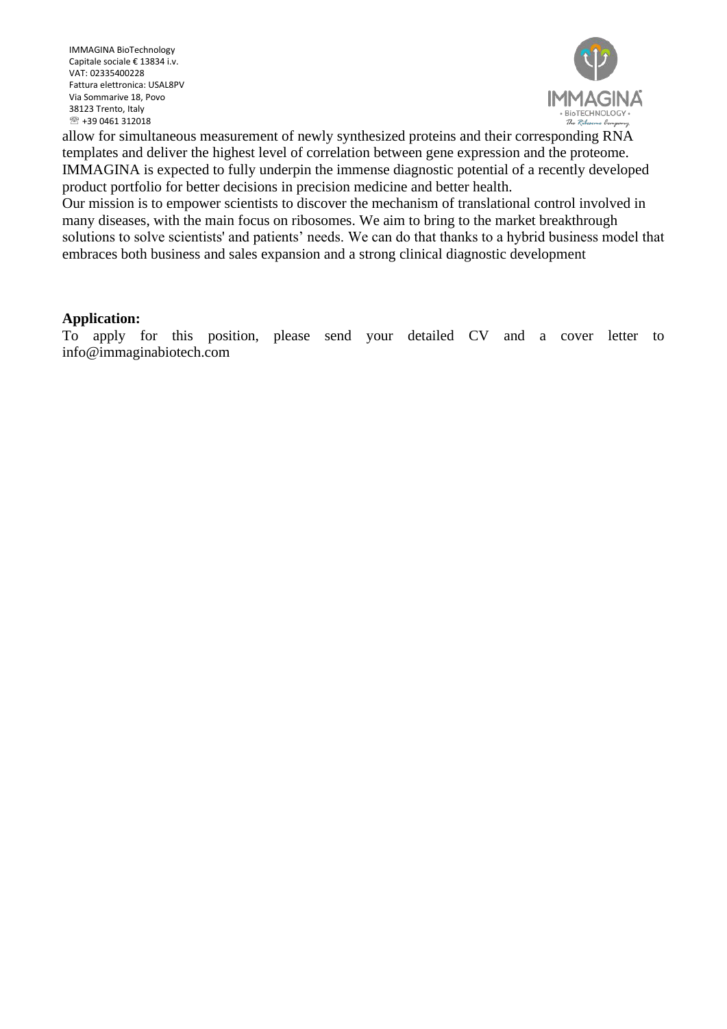allow for simultaneous measurement of newly synthesized proteins and their corresponding RNA templates and deliver the highest level of correlation between gene expression and the proteome. IMMAGINA is expected to fully underpin the immense diagnostic potential of a recently developed product portfolio for better decisions in precision medicine and better health.

Our mission is to empower scientists to discover the mechanism of translational control involved in many diseases, with the main focus on ribosomes. We aim to bring to the market breakthrough solutions to solve scientists' and patients' needs. We can do that thanks to a hybrid business model that embraces both business and sales expansion and a strong clinical diagnostic development

**Application:**

To apply for this position, please send your detailed CV and a cover letter to info@immaginabiotech.com